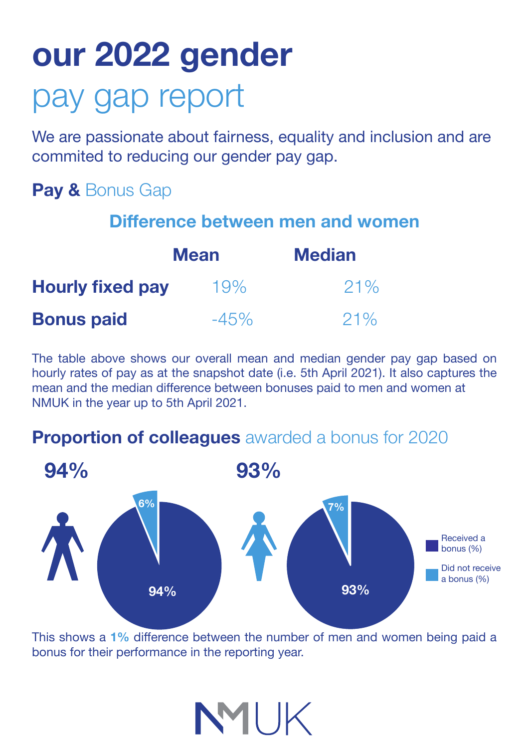# our 2022 gender
# pay gap report

We are passionate about fairness, equality and inclusion and are commited to reducing our gender pay gap.

## Pay & Bonus Gap

### Difference between men and women

| | Mean | Median |
|---|---|---|
| **Hourly fixed pay** | 19% | 21% |
| **Bonus paid** | -45% | 21% |

The table above shows our overall mean and median gender pay gap based on hourly rates of pay as at the snapshot date (i.e. 5th April 2021). It also captures the mean and the median difference between bonuses paid to men and women at NMUK in the year up to 5th April 2021.

## Proportion of colleagues awarded a bonus for 2020

**94%**

6%

94%

**93%**

7%

93%

Received a bonus (%)

Did not receive a bonus (%)

This shows a **1%** difference between the number of men and women being paid a bonus for their performance in the reporting year.

NMUK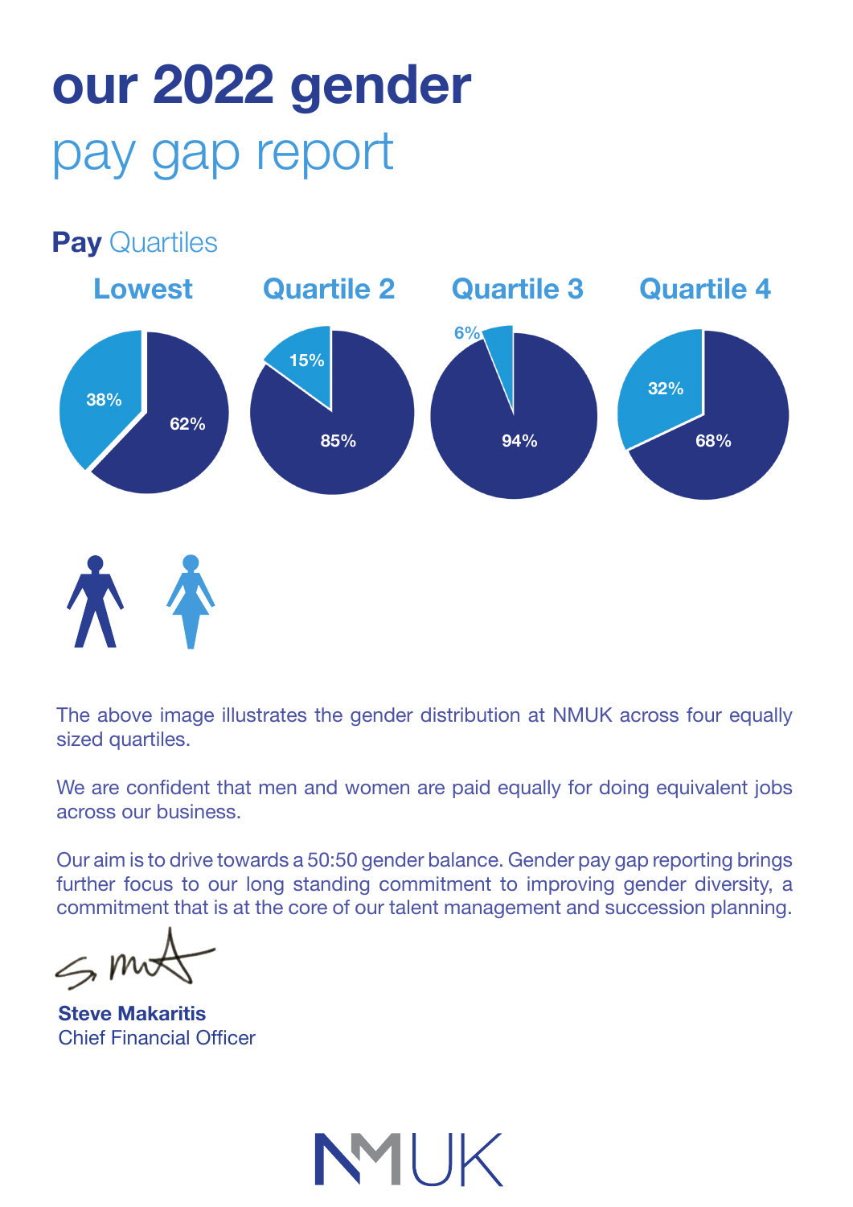# our 2022 gender
## pay gap report

### **Pay** Quartiles

Lowest

38%
62%

Quartile 2

15%
85%

Quartile 3

6%
94%

Quartile 4

32%
68%

The above image illustrates the gender distribution at NMUK across four equally sized quartiles.

We are confident that men and women are paid equally for doing equivalent jobs across our business.

Our aim is to drive towards a 50:50 gender balance. Gender pay gap reporting brings further focus to our long standing commitment to improving gender diversity, a commitment that is at the core of our talent management and succession planning.

**Steve Makaritis**
Chief Financial Officer

NMUK